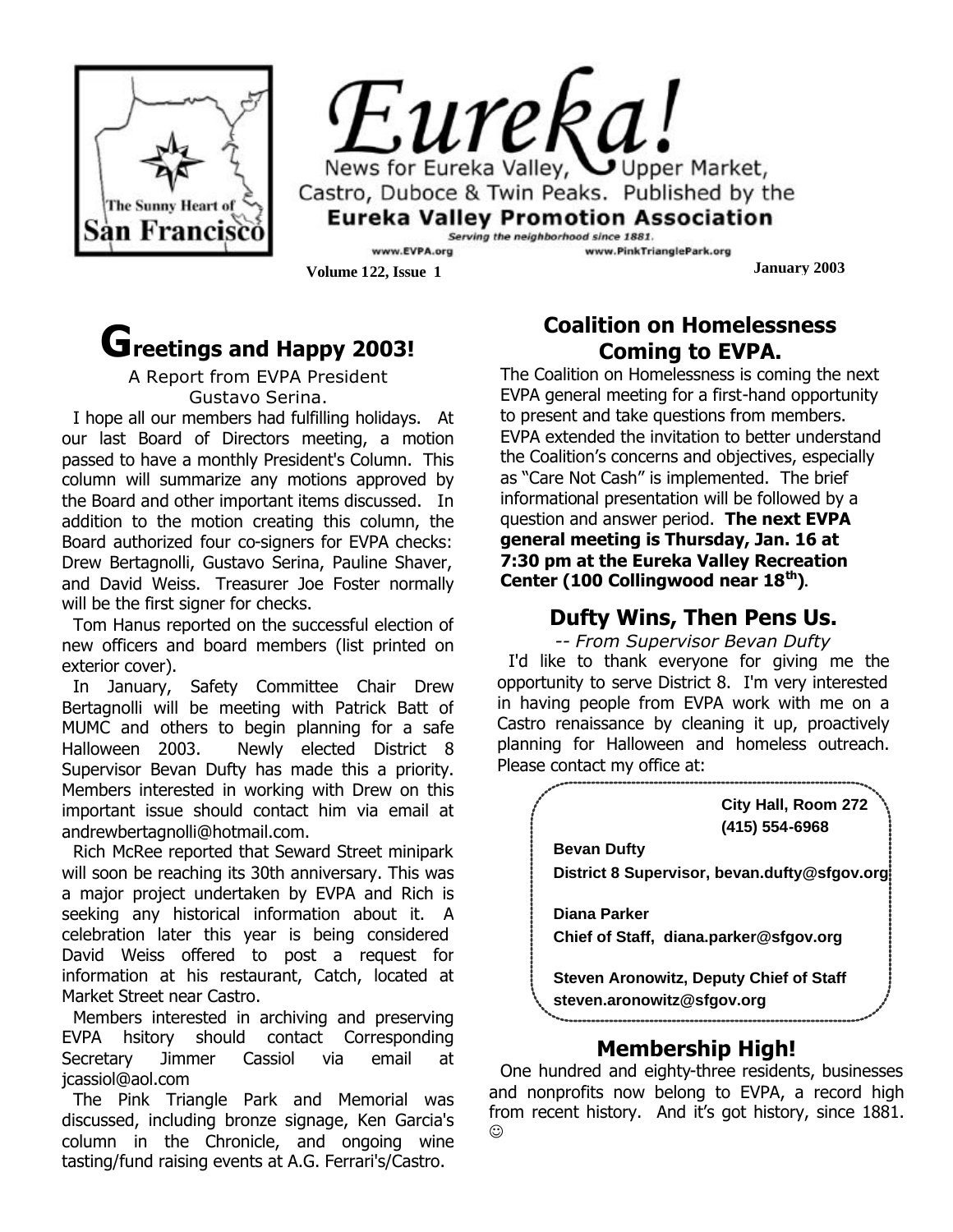# Eureka!

News for Eureka Valley, Upper Market, Castro, Duboce & Twin Peaks. Published by the **Eureka Valley Promotion Association**

*Serving the neighborhood since 1881.*

www.EVPA.org www.PinkTrianglePark.org

**Volume 122, Issue 1** **January 2003**

## Greetings and Happy 2003!

A Report from EVPA President Gustavo Serina.

I hope all our members had fulfilling holidays. At our last Board of Directors meeting, a motion passed to have a monthly President's Column. This column will summarize any motions approved by the Board and other important items discussed. In addition to the motion creating this column, the Board authorized four co-signers for EVPA checks: Drew Bertagnolli, Gustavo Serina, Pauline Shaver, and David Weiss. Treasurer Joe Foster normally will be the first signer for checks.

Tom Hanus reported on the successful election of new officers and board members (list printed on exterior cover).

In January, Safety Committee Chair Drew Bertagnolli will be meeting with Patrick Batt of MUMC and others to begin planning for a safe Halloween 2003. Newly elected District 8 Supervisor Bevan Dufty has made this a priority. Members interested in working with Drew on this important issue should contact him via email at andrewbertagnolli@hotmail.com.

Rich McRee reported that Seward Street minipark will soon be reaching its 30th anniversary. This was a major project undertaken by EVPA and Rich is seeking any historical information about it. A celebration later this year is being considered David Weiss offered to post a request for information at his restaurant, Catch, located at Market Street near Castro.

Members interested in archiving and preserving EVPA hsitory should contact Corresponding Secretary Jimmer Cassiol via email at jcassiol@aol.com

The Pink Triangle Park and Memorial was discussed, including bronze signage, Ken Garcia's column in the Chronicle, and ongoing wine tasting/fund raising events at A.G. Ferrari's/Castro.

## Coalition on Homelessness Coming to EVPA.

The Coalition on Homelessness is coming the next EVPA general meeting for a first-hand opportunity to present and take questions from members. EVPA extended the invitation to better understand the Coalition's concerns and objectives, especially as "Care Not Cash" is implemented. The brief informational presentation will be followed by a question and answer period. **The next EVPA general meeting is Thursday, Jan. 16 at 7:30 pm at the Eureka Valley Recreation Center (100 Collingwood near 18th)**.

## Dufty Wins, Then Pens Us.

*-- From Supervisor Bevan Dufty*

I'd like to thank everyone for giving me the opportunity to serve District 8. I'm very interested in having people from EVPA work with me on a Castro renaissance by cleaning it up, proactively planning for Halloween and homeless outreach. Please contact my office at:

**City Hall, Room 272**
**(415) 554-6968**

**Bevan Dufty**
**District 8 Supervisor, bevan.dufty@sfgov.org**

**Diana Parker**
**Chief of Staff, diana.parker@sfgov.org**

**Steven Aronowitz, Deputy Chief of Staff**
**steven.aronowitz@sfgov.org**

## Membership High!

One hundred and eighty-three residents, businesses and nonprofits now belong to EVPA, a record high from recent history. And it's got history, since 1881. ☺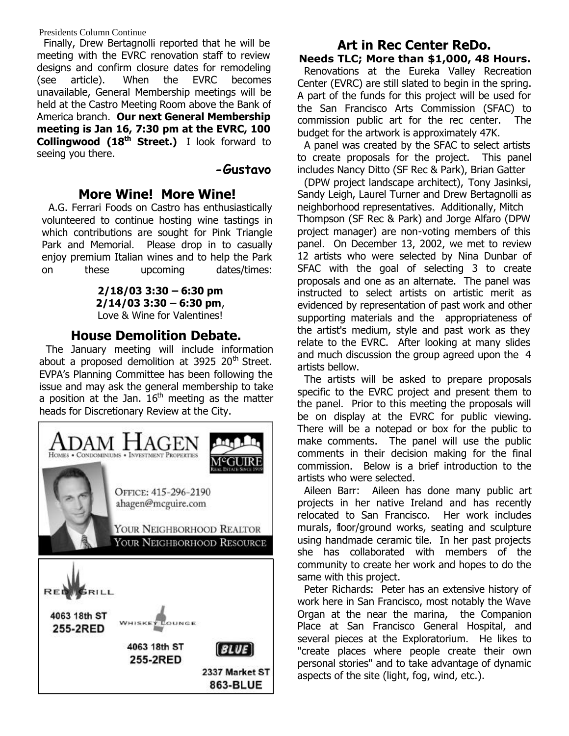Presidents Column Continue

Finally, Drew Bertagnolli reported that he will be meeting with the EVRC renovation staff to review designs and confirm closure dates for remodeling (see article). When the EVRC becomes unavailable, General Membership meetings will be held at the Castro Meeting Room above the Bank of America branch. **Our next General Membership meeting is Jan 16, 7:30 pm at the EVRC, 100 Collingwood (18th Street.)** I look forward to seeing you there.

**-Gustavo**

## More Wine! More Wine!

A.G. Ferrari Foods on Castro has enthusiastically volunteered to continue hosting wine tastings in which contributions are sought for Pink Triangle Park and Memorial. Please drop in to casually enjoy premium Italian wines and to help the Park on these upcoming dates/times:

**2/18/03 3:30 – 6:30 pm**
**2/14/03 3:30 – 6:30 pm**,
Love & Wine for Valentines!

## House Demolition Debate.

The January meeting will include information about a proposed demolition at 3925 20th Street. EVPA's Planning Committee has been following the issue and may ask the general membership to take a position at the Jan. 16th meeting as the matter heads for Discretionary Review at the City.

ADAM HAGEN
HOMES • CONDOMINIUMS • INVESTMENT PROPERTIES

MCGUIRE
REAL ESTATE SINCE 1919

OFFICE: 415-296-2190
ahagen@mcguire.com

YOUR NEIGHBORHOOD REALTOR
YOUR NEIGHBORHOOD RESOURCE

RED GRILL
4063 18th ST
255-2RED

WHISKEY LOUNGE
4063 18th ST
255-2RED

BLUE
2337 Market ST
863-BLUE

## Art in Rec Center ReDo.

**Needs TLC; More than $1,000, 48 Hours.**

Renovations at the Eureka Valley Recreation Center (EVRC) are still slated to begin in the spring. A part of the funds for this project will be used for the San Francisco Arts Commission (SFAC) to commission public art for the rec center. The budget for the artwork is approximately 47K.

A panel was created by the SFAC to select artists to create proposals for the project. This panel includes Nancy Ditto (SF Rec & Park), Brian Gatter (DPW project landscape architect), Tony Jasinksi, Sandy Leigh, Laurel Turner and Drew Bertagnolli as neighborhood representatives. Additionally, Mitch Thompson (SF Rec & Park) and Jorge Alfaro (DPW project manager) are non-voting members of this panel. On December 13, 2002, we met to review 12 artists who were selected by Nina Dunbar of SFAC with the goal of selecting 3 to create proposals and one as an alternate. The panel was instructed to select artists on artistic merit as evidenced by representation of past work and other supporting materials and the appropriateness of the artist's medium, style and past work as they relate to the EVRC. After looking at many slides and much discussion the group agreed upon the 4 artists bellow.

The artists will be asked to prepare proposals specific to the EVRC project and present them to the panel. Prior to this meeting the proposals will be on display at the EVRC for public viewing. There will be a notepad or box for the public to make comments. The panel will use the public comments in their decision making for the final commission. Below is a brief introduction to the artists who were selected.

Aileen Barr: Aileen has done many public art projects in her native Ireland and has recently relocated to San Francisco. Her work includes murals, floor/ground works, seating and sculpture using handmade ceramic tile. In her past projects she has collaborated with members of the community to create her work and hopes to do the same with this project.

Peter Richards: Peter has an extensive history of work here in San Francisco, most notably the Wave Organ at the near the marina, the Companion Place at San Francisco General Hospital, and several pieces at the Exploratorium. He likes to "create places where people create their own personal stories" and to take advantage of dynamic aspects of the site (light, fog, wind, etc.).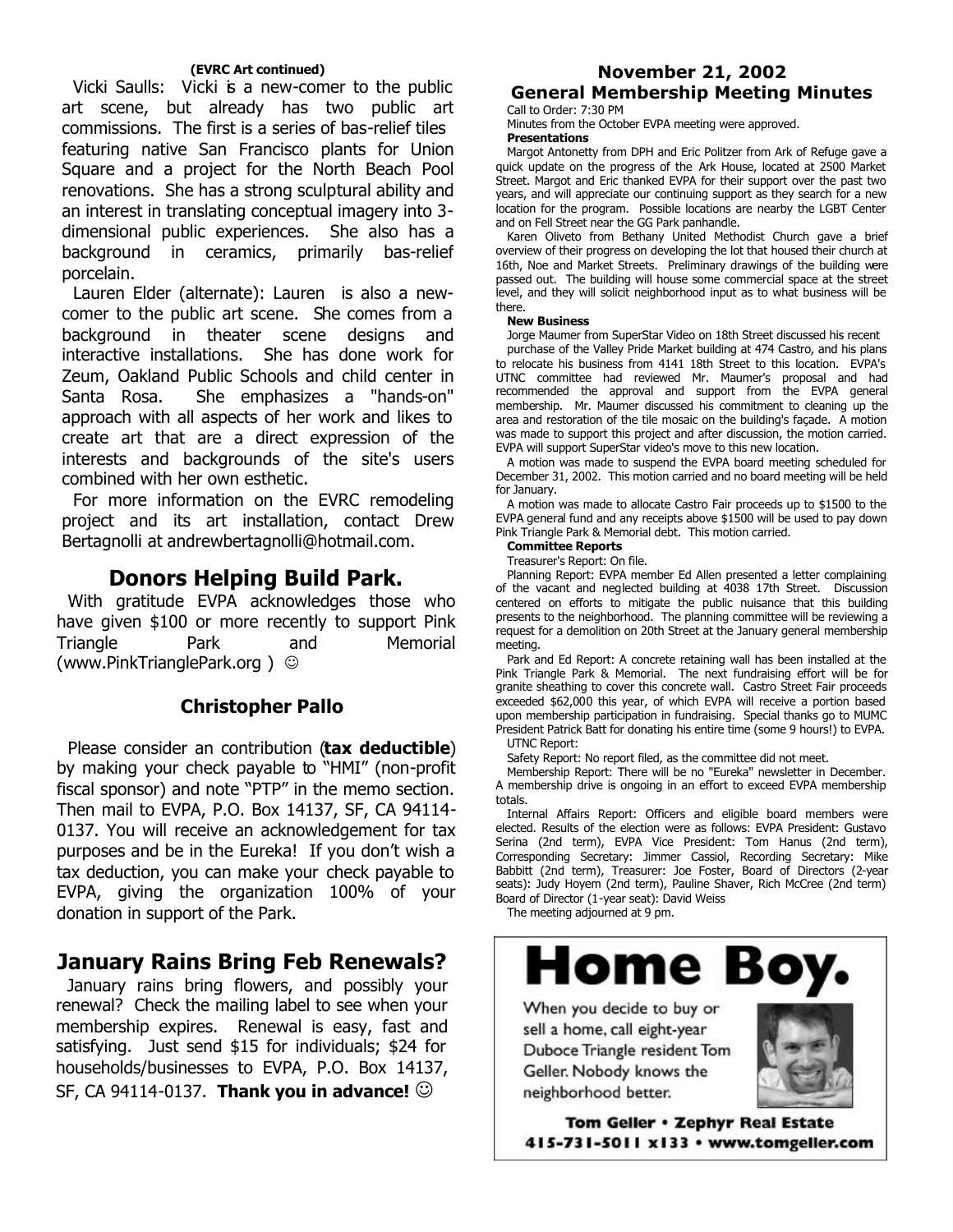**(EVRC Art continued)**

Vicki Saulls: Vicki is a new-comer to the public art scene, but already has two public art commissions. The first is a series of bas-relief tiles featuring native San Francisco plants for Union Square and a project for the North Beach Pool renovations. She has a strong sculptural ability and an interest in translating conceptual imagery into 3-dimensional public experiences. She also has a background in ceramics, primarily bas-relief porcelain.

Lauren Elder (alternate): Lauren is also a new-comer to the public art scene. She comes from a background in theater scene designs and interactive installations. She has done work for Zeum, Oakland Public Schools and child center in Santa Rosa. She emphasizes a "hands-on" approach with all aspects of her work and likes to create art that are a direct expression of the interests and backgrounds of the site's users combined with her own esthetic.

For more information on the EVRC remodeling project and its art installation, contact Drew Bertagnolli at andrewbertagnolli@hotmail.com.

## Donors Helping Build Park.

With gratitude EVPA acknowledges those who have given $100 or more recently to support Pink Triangle Park and Memorial (www.PinkTrianglePark.org ) ☺

**Christopher Pallo**

Please consider an contribution (**tax deductible**) by making your check payable to "HMI" (non-profit fiscal sponsor) and note "PTP" in the memo section. Then mail to EVPA, P.O. Box 14137, SF, CA 94114-0137. You will receive an acknowledgement for tax purposes and be in the Eureka! If you don't wish a tax deduction, you can make your check payable to EVPA, giving the organization 100% of your donation in support of the Park.

## January Rains Bring Feb Renewals?

January rains bring flowers, and possibly your renewal? Check the mailing label to see when your membership expires. Renewal is easy, fast and satisfying. Just send $15 for individuals; $24 for households/businesses to EVPA, P.O. Box 14137, SF, CA 94114-0137. **Thank you in advance!** ☺

## November 21, 2002
## General Membership Meeting Minutes

Call to Order: 7:30 PM

Minutes from the October EVPA meeting were approved.

**Presentations**

Margot Antonetty from DPH and Eric Politzer from Ark of Refuge gave a quick update on the progress of the Ark House, located at 2500 Market Street. Margot and Eric thanked EVPA for their support over the past two years, and will appreciate our continuing support as they search for a new location for the program. Possible locations are nearby the LGBT Center and on Fell Street near the GG Park panhandle.

Karen Oliveto from Bethany United Methodist Church gave a brief overview of their progress on developing the lot that housed their church at 16th, Noe and Market Streets. Preliminary drawings of the building were passed out. The building will house some commercial space at the street level, and they will solicit neighborhood input as to what business will be there.

**New Business**

Jorge Maumer from SuperStar Video on 18th Street discussed his recent purchase of the Valley Pride Market building at 474 Castro, and his plans to relocate his business from 4141 18th Street to this location. EVPA's UTNC committee had reviewed Mr. Maumer's proposal and had recommended the approval and support from the EVPA general membership. Mr. Maumer discussed his commitment to cleaning up the area and restoration of the tile mosaic on the building's façade. A motion was made to support this project and after discussion, the motion carried. EVPA will support SuperStar video's move to this new location.

A motion was made to suspend the EVPA board meeting scheduled for December 31, 2002. This motion carried and no board meeting will be held for January.

A motion was made to allocate Castro Fair proceeds up to $1500 to the EVPA general fund and any receipts above $1500 will be used to pay down Pink Triangle Park & Memorial debt. This motion carried.

**Committee Reports**

Treasurer's Report: On file.

Planning Report: EVPA member Ed Allen presented a letter complaining of the vacant and neglected building at 4038 17th Street. Discussion centered on efforts to mitigate the public nuisance that this building presents to the neighborhood. The planning committee will be reviewing a request for a demolition on 20th Street at the January general membership meeting.

Park and Ed Report: A concrete retaining wall has been installed at the Pink Triangle Park & Memorial. The next fundraising effort will be for granite sheathing to cover this concrete wall. Castro Street Fair proceeds exceeded $62,000 this year, of which EVPA will receive a portion based upon membership participation in fundraising. Special thanks go to MUMC President Patrick Batt for donating his entire time (some 9 hours!) to EVPA.

UTNC Report:

Safety Report: No report filed, as the committee did not meet.

Membership Report: There will be no "Eureka" newsletter in December. A membership drive is ongoing in an effort to exceed EVPA membership totals.

Internal Affairs Report: Officers and eligible board members were elected. Results of the election were as follows: EVPA President: Gustavo Serina (2nd term), EVPA Vice President: Tom Hanus (2nd term), Corresponding Secretary: Jimmer Cassiol, Recording Secretary: Mike Babbitt (2nd term), Treasurer: Joe Foster, Board of Directors (2-year seats): Judy Hoyem (2nd term), Pauline Shaver, Rich McCree (2nd term) Board of Director (1-year seat): David Weiss

The meeting adjourned at 9 pm.

**Home Boy.**

When you decide to buy or sell a home, call eight-year Duboce Triangle resident Tom Geller. Nobody knows the neighborhood better.

**Tom Geller • Zephyr Real Estate**
**415-731-5011 x133 • www.tomgeller.com**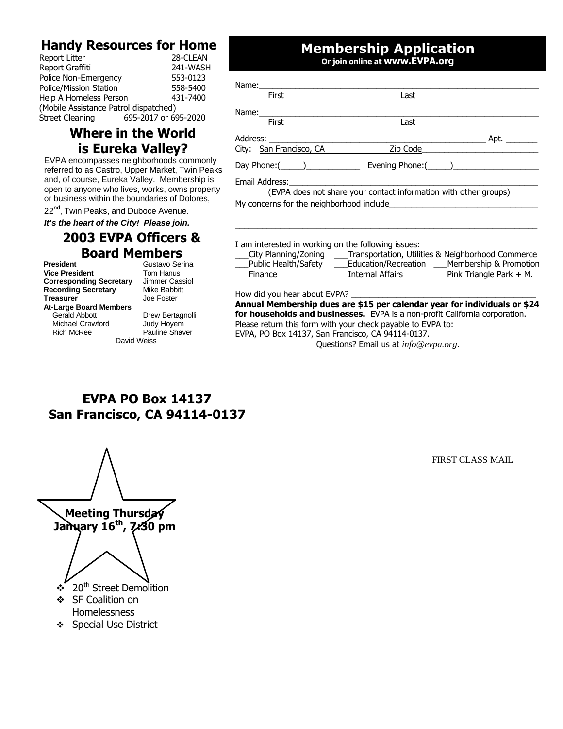## Handy Resources for Home

| | |
|---|---|
| Report Litter | 28-CLEAN |
| Report Graffiti | 241-WASH |
| Police Non-Emergency | 553-0123 |
| Police/Mission Station | 558-5400 |
| Help A Homeless Person (Mobile Assistance Patrol dispatched) | 431-7400 |
| Street Cleaning | 695-2017 or 695-2020 |

## Where in the World is Eureka Valley?

EVPA encompasses neighborhoods commonly referred to as Castro, Upper Market, Twin Peaks and, of course, Eureka Valley. Membership is open to anyone who lives, works, owns property or business within the boundaries of Dolores, 22nd, Twin Peaks, and Duboce Avenue.

***It's the heart of the City! Please join.***

## 2003 EVPA Officers & Board Members

| | |
|---|---|
| **President** | Gustavo Serina |
| **Vice President** | Tom Hanus |
| **Corresponding Secretary** | Jimmer Cassiol |
| **Recording Secretary** | Mike Babbitt |
| **Treasurer** | Joe Foster |
| **At-Large Board Members** | |
| Gerald Abbott | Drew Bertagnolli |
| Michael Crawford | Judy Hoyem |
| Rich McRee | Pauline Shaver |
| David Weiss | |

## Membership Application

**Or join online at www.EVPA.org**

Name:_______________________________________________
First Last

Name:_______________________________________________
First Last

Address: ____________________________________ Apt. _______
City: San Francisco, CA Zip Code________________________

Day Phone:(_____)___________ Evening Phone:(_____)________________

Email Address:_____________________________________________
(EVPA does not share your contact information with other groups)

My concerns for the neighborhood include_____________________________

_______________________________________________________________

I am interested in working on the following issues:

___City Planning/Zoning ___Transportation, Utilities & Neighborhood Commerce
___Public Health/Safety ___Education/Recreation ___Membership & Promotion
___Finance ___Internal Affairs ___Pink Triangle Park + M.

How did you hear about EVPA? ______________________________________

**Annual Membership dues are $15 per calendar year for individuals or $24 for households and businesses.** EVPA is a non-profit California corporation. Please return this form with your check payable to EVPA to: EVPA, PO Box 14137, San Francisco, CA 94114-0137.

Questions? Email us at *info@evpa.org*.

## EVPA PO Box 14137
## San Francisco, CA 94114-0137

FIRST CLASS MAIL

**Meeting Thursday January 16th, 7:30 pm**

- 20th Street Demolition
- SF Coalition on Homelessness
- Special Use District